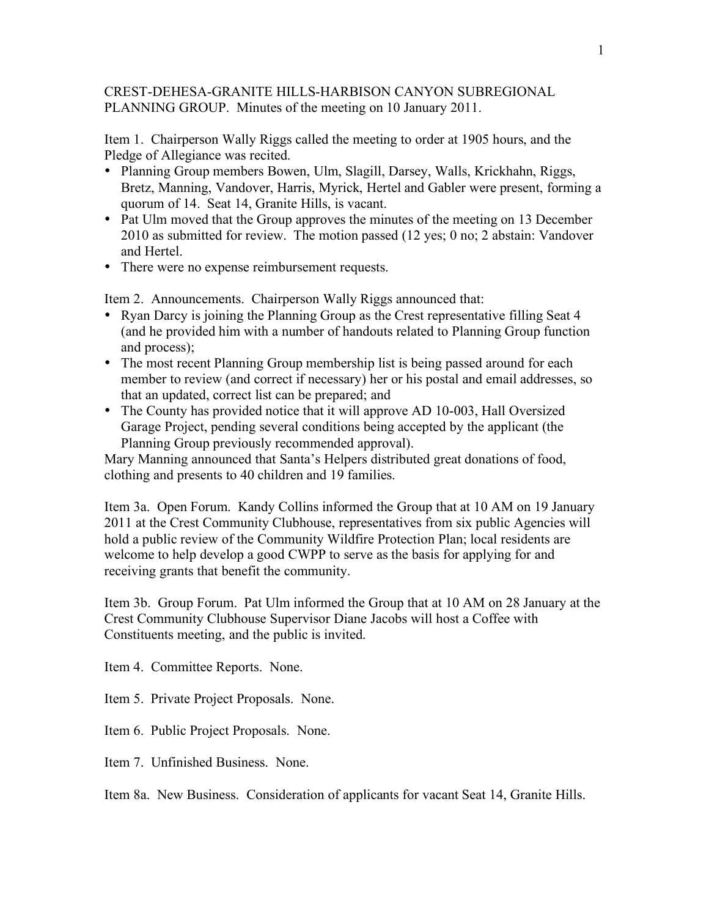CREST-DEHESA-GRANITE HILLS-HARBISON CANYON SUBREGIONAL PLANNING GROUP. Minutes of the meeting on 10 January 2011.

Item 1. Chairperson Wally Riggs called the meeting to order at 1905 hours, and the Pledge of Allegiance was recited.

- Planning Group members Bowen, Ulm, Slagill, Darsey, Walls, Krickhahn, Riggs, Bretz, Manning, Vandover, Harris, Myrick, Hertel and Gabler were present, forming a quorum of 14. Seat 14, Granite Hills, is vacant.
- Pat Ulm moved that the Group approves the minutes of the meeting on 13 December 2010 as submitted for review. The motion passed (12 yes; 0 no; 2 abstain: Vandover and Hertel.
- There were no expense reimbursement requests.

Item 2. Announcements. Chairperson Wally Riggs announced that:

- Ryan Darcy is joining the Planning Group as the Crest representative filling Seat 4 (and he provided him with a number of handouts related to Planning Group function and process);
- The most recent Planning Group membership list is being passed around for each member to review (and correct if necessary) her or his postal and email addresses, so that an updated, correct list can be prepared; and
- The County has provided notice that it will approve AD 10-003, Hall Oversized Garage Project, pending several conditions being accepted by the applicant (the Planning Group previously recommended approval).

Mary Manning announced that Santa's Helpers distributed great donations of food, clothing and presents to 40 children and 19 families.

Item 3a. Open Forum. Kandy Collins informed the Group that at 10 AM on 19 January 2011 at the Crest Community Clubhouse, representatives from six public Agencies will hold a public review of the Community Wildfire Protection Plan; local residents are welcome to help develop a good CWPP to serve as the basis for applying for and receiving grants that benefit the community.

Item 3b. Group Forum. Pat Ulm informed the Group that at 10 AM on 28 January at the Crest Community Clubhouse Supervisor Diane Jacobs will host a Coffee with Constituents meeting, and the public is invited.

Item 4. Committee Reports. None.

Item 5. Private Project Proposals. None.

Item 6. Public Project Proposals. None.

Item 7. Unfinished Business. None.

Item 8a. New Business. Consideration of applicants for vacant Seat 14, Granite Hills.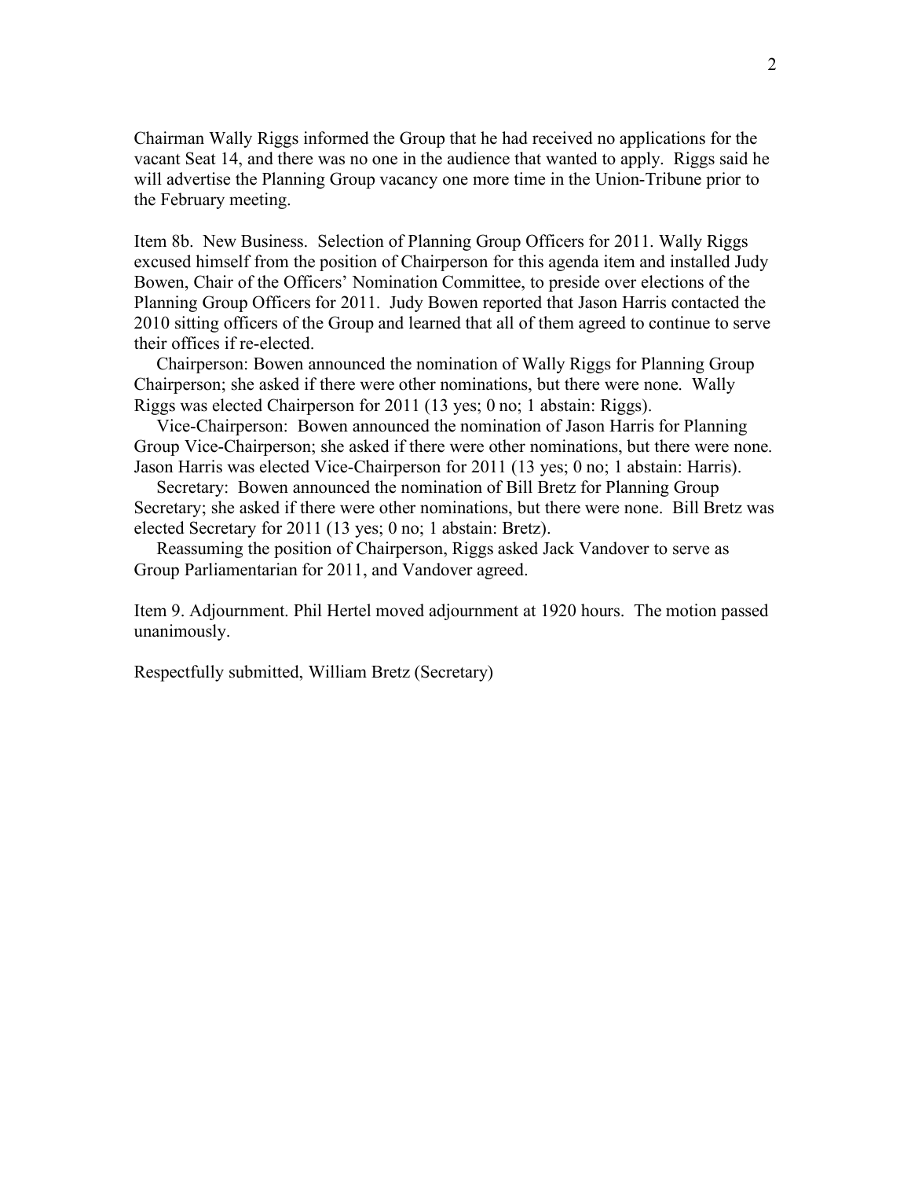Chairman Wally Riggs informed the Group that he had received no applications for the vacant Seat 14, and there was no one in the audience that wanted to apply. Riggs said he will advertise the Planning Group vacancy one more time in the Union-Tribune prior to the February meeting.

Item 8b. New Business. Selection of Planning Group Officers for 2011. Wally Riggs excused himself from the position of Chairperson for this agenda item and installed Judy Bowen, Chair of the Officers' Nomination Committee, to preside over elections of the Planning Group Officers for 2011. Judy Bowen reported that Jason Harris contacted the 2010 sitting officers of the Group and learned that all of them agreed to continue to serve their offices if re-elected.

Chairperson: Bowen announced the nomination of Wally Riggs for Planning Group Chairperson; she asked if there were other nominations, but there were none. Wally Riggs was elected Chairperson for 2011 (13 yes; 0 no; 1 abstain: Riggs).

Vice-Chairperson: Bowen announced the nomination of Jason Harris for Planning Group Vice-Chairperson; she asked if there were other nominations, but there were none. Jason Harris was elected Vice-Chairperson for 2011 (13 yes; 0 no; 1 abstain: Harris).

Secretary: Bowen announced the nomination of Bill Bretz for Planning Group Secretary; she asked if there were other nominations, but there were none. Bill Bretz was elected Secretary for 2011 (13 yes; 0 no; 1 abstain: Bretz).

Reassuming the position of Chairperson, Riggs asked Jack Vandover to serve as Group Parliamentarian for 2011, and Vandover agreed.

Item 9. Adjournment. Phil Hertel moved adjournment at 1920 hours. The motion passed unanimously.

Respectfully submitted, William Bretz (Secretary)